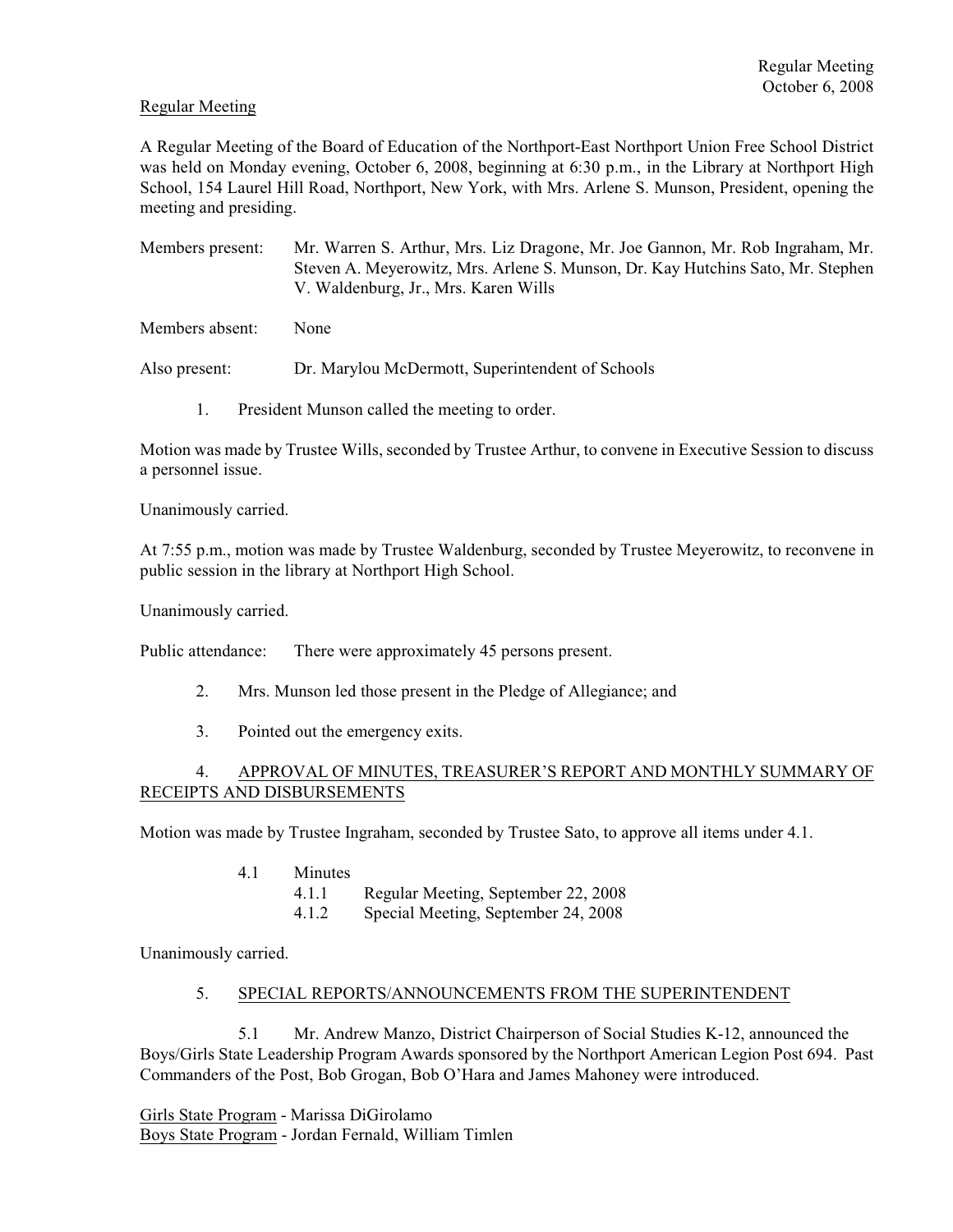Regular Meeting

A Regular Meeting of the Board of Education of the Northport-East Northport Union Free School District was held on Monday evening, October 6, 2008, beginning at 6:30 p.m., in the Library at Northport High School, 154 Laurel Hill Road, Northport, New York, with Mrs. Arlene S. Munson, President, opening the meeting and presiding.

Members present: Mr. Warren S. Arthur, Mrs. Liz Dragone, Mr. Joe Gannon, Mr. Rob Ingraham, Mr. Steven A. Meyerowitz, Mrs. Arlene S. Munson, Dr. Kay Hutchins Sato, Mr. Stephen V. Waldenburg, Jr., Mrs. Karen Wills

Members absent: None

Also present: Dr. Marylou McDermott, Superintendent of Schools

1. President Munson called the meeting to order.

Motion was made by Trustee Wills, seconded by Trustee Arthur, to convene in Executive Session to discuss a personnel issue.

Unanimously carried.

At 7:55 p.m., motion was made by Trustee Waldenburg, seconded by Trustee Meyerowitz, to reconvene in public session in the library at Northport High School.

Unanimously carried.

Public attendance: There were approximately 45 persons present.

2. Mrs. Munson led those present in the Pledge of Allegiance; and

3. Pointed out the emergency exits.

4. APPROVAL OF MINUTES, TREASURER'S REPORT AND MONTHLY SUMMARY OF RECEIPTS AND DISBURSEMENTS

Motion was made by Trustee Ingraham, seconded by Trustee Sato, to approve all items under 4.1.

- 4.1 Minutes
  - 4.1.1 Regular Meeting, September 22, 2008
  - 4.1.2 Special Meeting, September 24, 2008

Unanimously carried.

5. SPECIAL REPORTS/ANNOUNCEMENTS FROM THE SUPERINTENDENT

5.1 Mr. Andrew Manzo, District Chairperson of Social Studies K-12, announced the Boys/Girls State Leadership Program Awards sponsored by the Northport American Legion Post 694. Past Commanders of the Post, Bob Grogan, Bob O'Hara and James Mahoney were introduced.

Girls State Program - Marissa DiGirolamo
Boys State Program - Jordan Fernald, William Timlen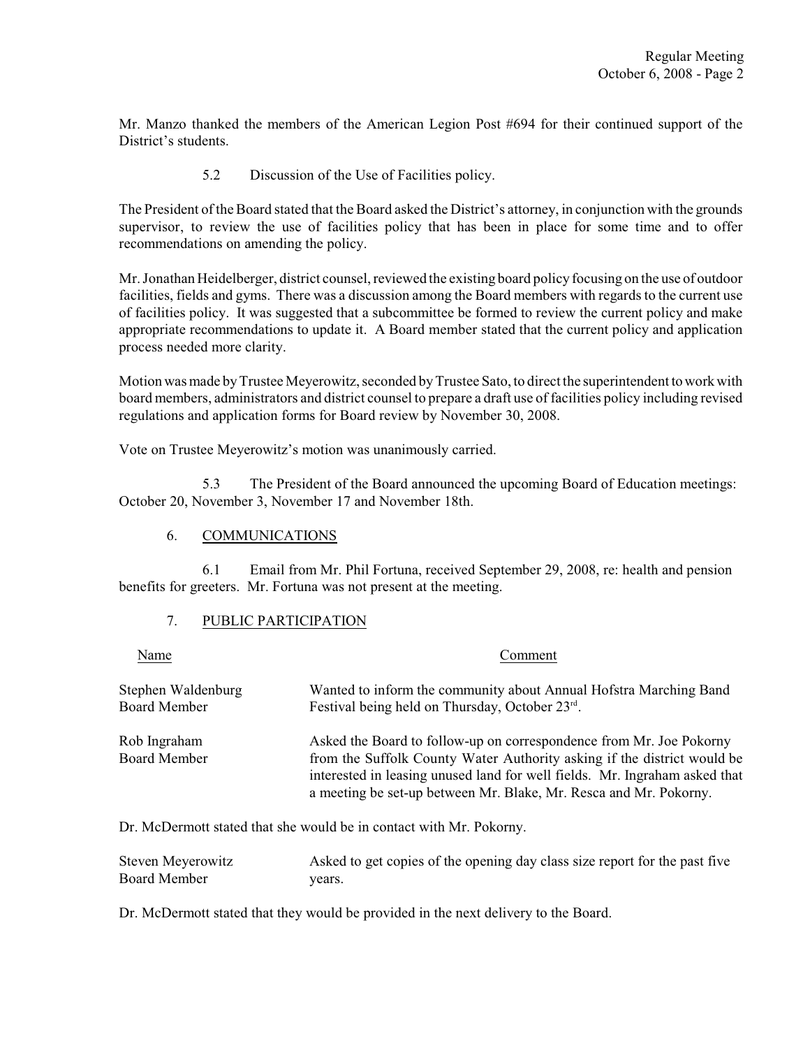Mr. Manzo thanked the members of the American Legion Post #694 for their continued support of the District's students.

5.2 Discussion of the Use of Facilities policy.

The President of the Board stated that the Board asked the District's attorney, in conjunction with the grounds supervisor, to review the use of facilities policy that has been in place for some time and to offer recommendations on amending the policy.

Mr. Jonathan Heidelberger, district counsel, reviewed the existing board policy focusing on the use of outdoor facilities, fields and gyms. There was a discussion among the Board members with regards to the current use of facilities policy. It was suggested that a subcommittee be formed to review the current policy and make appropriate recommendations to update it. A Board member stated that the current policy and application process needed more clarity.

Motion was made by Trustee Meyerowitz, seconded by Trustee Sato, to direct the superintendent to work with board members, administrators and district counsel to prepare a draft use of facilities policy including revised regulations and application forms for Board review by November 30, 2008.

Vote on Trustee Meyerowitz's motion was unanimously carried.

5.3 The President of the Board announced the upcoming Board of Education meetings: October 20, November 3, November 17 and November 18th.

6. COMMUNICATIONS

6.1 Email from Mr. Phil Fortuna, received September 29, 2008, re: health and pension benefits for greeters. Mr. Fortuna was not present at the meeting.

7. PUBLIC PARTICIPATION

| Name | Comment |
|---|---|
| Stephen Waldenburg<br>Board Member | Wanted to inform the community about Annual Hofstra Marching Band Festival being held on Thursday, October 23rd. |
| Rob Ingraham<br>Board Member | Asked the Board to follow-up on correspondence from Mr. Joe Pokorny from the Suffolk County Water Authority asking if the district would be interested in leasing unused land for well fields. Mr. Ingraham asked that a meeting be set-up between Mr. Blake, Mr. Resca and Mr. Pokorny. |

Dr. McDermott stated that she would be in contact with Mr. Pokorny.

| Name | Comment |
|---|---|
| Steven Meyerowitz<br>Board Member | Asked to get copies of the opening day class size report for the past five years. |

Dr. McDermott stated that they would be provided in the next delivery to the Board.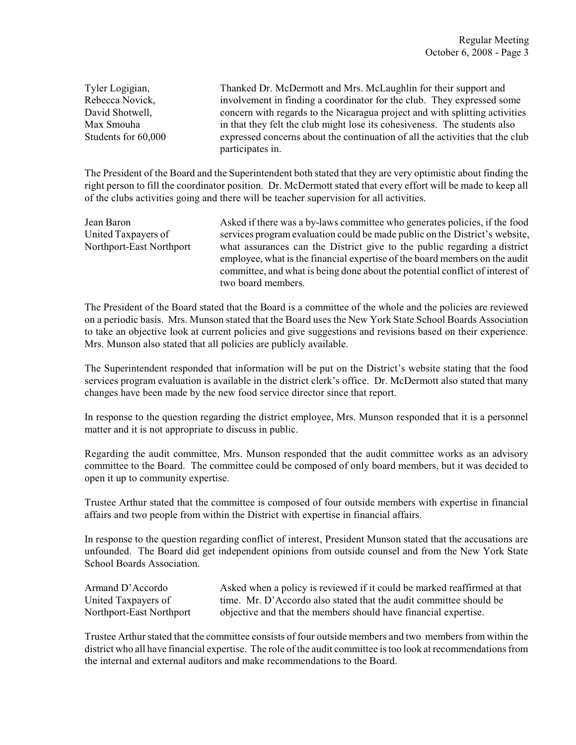Tyler Logigian, Rebecca Novick, David Shotwell, Max Smouha
Students for 60,000

Thanked Dr. McDermott and Mrs. McLaughlin for their support and involvement in finding a coordinator for the club. They expressed some concern with regards to the Nicaragua project and with splitting activities in that they felt the club might lose its cohesiveness. The students also expressed concerns about the continuation of all the activities that the club participates in.

The President of the Board and the Superintendent both stated that they are very optimistic about finding the right person to fill the coordinator position. Dr. McDermott stated that every effort will be made to keep all of the clubs activities going and there will be teacher supervision for all activities.

Jean Baron
United Taxpayers of Northport-East Northport

Asked if there was a by-laws committee who generates policies, if the food services program evaluation could be made public on the District's website, what assurances can the District give to the public regarding a district employee, what is the financial expertise of the board members on the audit committee, and what is being done about the potential conflict of interest of two board members.

The President of the Board stated that the Board is a committee of the whole and the policies are reviewed on a periodic basis. Mrs. Munson stated that the Board uses the New York State School Boards Association to take an objective look at current policies and give suggestions and revisions based on their experience. Mrs. Munson also stated that all policies are publicly available.

The Superintendent responded that information will be put on the District's website stating that the food services program evaluation is available in the district clerk's office. Dr. McDermott also stated that many changes have been made by the new food service director since that report.

In response to the question regarding the district employee, Mrs. Munson responded that it is a personnel matter and it is not appropriate to discuss in public.

Regarding the audit committee, Mrs. Munson responded that the audit committee works as an advisory committee to the Board. The committee could be composed of only board members, but it was decided to open it up to community expertise.

Trustee Arthur stated that the committee is composed of four outside members with expertise in financial affairs and two people from within the District with expertise in financial affairs.

In response to the question regarding conflict of interest, President Munson stated that the accusations are unfounded. The Board did get independent opinions from outside counsel and from the New York State School Boards Association.

Armand D'Accordo
United Taxpayers of Northport-East Northport

Asked when a policy is reviewed if it could be marked reaffirmed at that time. Mr. D'Accordo also stated that the audit committee should be objective and that the members should have financial expertise.

Trustee Arthur stated that the committee consists of four outside members and two members from within the district who all have financial expertise. The role of the audit committee is too look at recommendations from the internal and external auditors and make recommendations to the Board.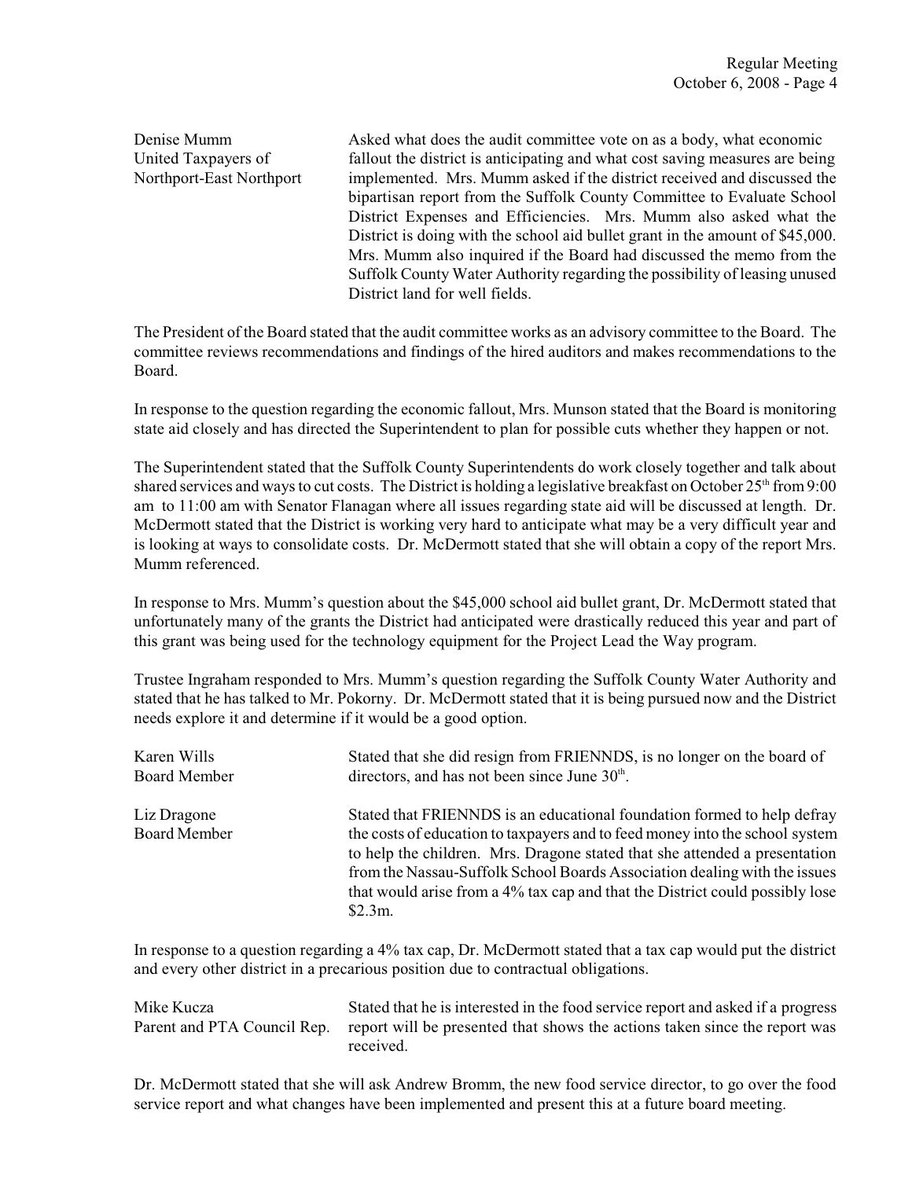Denise Mumm
United Taxpayers of
Northport-East Northport

Asked what does the audit committee vote on as a body, what economic fallout the district is anticipating and what cost saving measures are being implemented. Mrs. Mumm asked if the district received and discussed the bipartisan report from the Suffolk County Committee to Evaluate School District Expenses and Efficiencies. Mrs. Mumm also asked what the District is doing with the school aid bullet grant in the amount of $45,000. Mrs. Mumm also inquired if the Board had discussed the memo from the Suffolk County Water Authority regarding the possibility of leasing unused District land for well fields.

The President of the Board stated that the audit committee works as an advisory committee to the Board. The committee reviews recommendations and findings of the hired auditors and makes recommendations to the Board.

In response to the question regarding the economic fallout, Mrs. Munson stated that the Board is monitoring state aid closely and has directed the Superintendent to plan for possible cuts whether they happen or not.

The Superintendent stated that the Suffolk County Superintendents do work closely together and talk about shared services and ways to cut costs. The District is holding a legislative breakfast on October 25th from 9:00 am to 11:00 am with Senator Flanagan where all issues regarding state aid will be discussed at length. Dr. McDermott stated that the District is working very hard to anticipate what may be a very difficult year and is looking at ways to consolidate costs. Dr. McDermott stated that she will obtain a copy of the report Mrs. Mumm referenced.

In response to Mrs. Mumm's question about the $45,000 school aid bullet grant, Dr. McDermott stated that unfortunately many of the grants the District had anticipated were drastically reduced this year and part of this grant was being used for the technology equipment for the Project Lead the Way program.

Trustee Ingraham responded to Mrs. Mumm's question regarding the Suffolk County Water Authority and stated that he has talked to Mr. Pokorny. Dr. McDermott stated that it is being pursued now and the District needs explore it and determine if it would be a good option.

Karen Wills
Board Member

Stated that she did resign from FRIENNDS, is no longer on the board of directors, and has not been since June 30th.

Liz Dragone
Board Member

Stated that FRIENNDS is an educational foundation formed to help defray the costs of education to taxpayers and to feed money into the school system to help the children. Mrs. Dragone stated that she attended a presentation from the Nassau-Suffolk School Boards Association dealing with the issues that would arise from a 4% tax cap and that the District could possibly lose $2.3m.

In response to a question regarding a 4% tax cap, Dr. McDermott stated that a tax cap would put the district and every other district in a precarious position due to contractual obligations.

Mike Kucza
Parent and PTA Council Rep.

Stated that he is interested in the food service report and asked if a progress report will be presented that shows the actions taken since the report was received.

Dr. McDermott stated that she will ask Andrew Bromm, the new food service director, to go over the food service report and what changes have been implemented and present this at a future board meeting.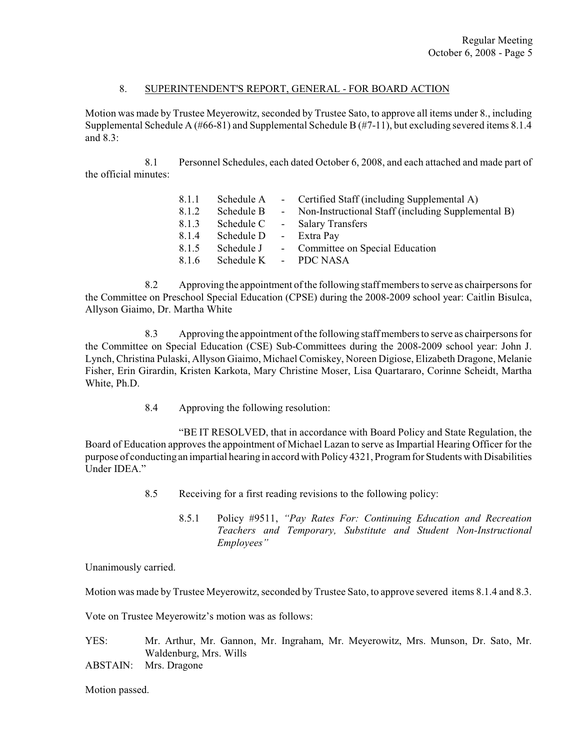## 8. SUPERINTENDENT'S REPORT, GENERAL - FOR BOARD ACTION

Motion was made by Trustee Meyerowitz, seconded by Trustee Sato, to approve all items under 8., including Supplemental Schedule A (#66-81) and Supplemental Schedule B (#7-11), but excluding severed items 8.1.4 and 8.3:

8.1 Personnel Schedules, each dated October 6, 2008, and each attached and made part of the official minutes:

- 8.1.1 Schedule A - Certified Staff (including Supplemental A)
- 8.1.2 Schedule B - Non-Instructional Staff (including Supplemental B)
- 8.1.3 Schedule C - Salary Transfers
- 8.1.4 Schedule D - Extra Pay
- 8.1.5 Schedule J - Committee on Special Education
- 8.1.6 Schedule K - PDC NASA

8.2 Approving the appointment of the following staff members to serve as chairpersons for the Committee on Preschool Special Education (CPSE) during the 2008-2009 school year: Caitlin Bisulca, Allyson Giaimo, Dr. Martha White

8.3 Approving the appointment of the following staff members to serve as chairpersons for the Committee on Special Education (CSE) Sub-Committees during the 2008-2009 school year: John J. Lynch, Christina Pulaski, Allyson Giaimo, Michael Comiskey, Noreen Digiose, Elizabeth Dragone, Melanie Fisher, Erin Girardin, Kristen Karkota, Mary Christine Moser, Lisa Quartararo, Corinne Scheidt, Martha White, Ph.D.

8.4 Approving the following resolution:

"BE IT RESOLVED, that in accordance with Board Policy and State Regulation, the Board of Education approves the appointment of Michael Lazan to serve as Impartial Hearing Officer for the purpose of conducting an impartial hearing in accord with Policy 4321, Program for Students with Disabilities Under IDEA."

8.5 Receiving for a first reading revisions to the following policy:

8.5.1 Policy #9511, *"Pay Rates For: Continuing Education and Recreation Teachers and Temporary, Substitute and Student Non-Instructional Employees"*

Unanimously carried.

Motion was made by Trustee Meyerowitz, seconded by Trustee Sato, to approve severed items 8.1.4 and 8.3.

Vote on Trustee Meyerowitz's motion was as follows:

YES: Mr. Arthur, Mr. Gannon, Mr. Ingraham, Mr. Meyerowitz, Mrs. Munson, Dr. Sato, Mr. Waldenburg, Mrs. Wills

ABSTAIN: Mrs. Dragone

Motion passed.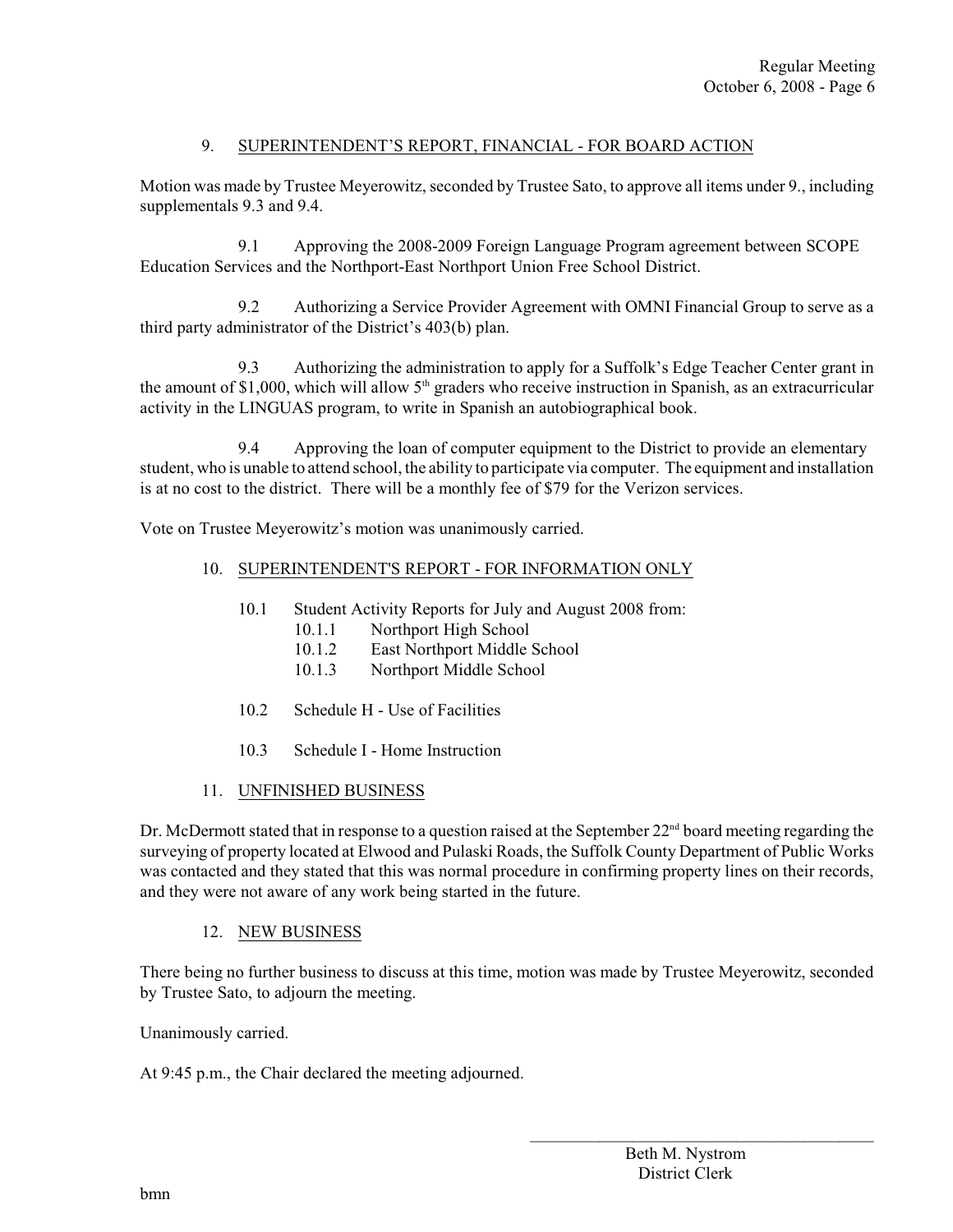## 9. SUPERINTENDENT'S REPORT, FINANCIAL - FOR BOARD ACTION

Motion was made by Trustee Meyerowitz, seconded by Trustee Sato, to approve all items under 9., including supplementals 9.3 and 9.4.

9.1 Approving the 2008-2009 Foreign Language Program agreement between SCOPE Education Services and the Northport-East Northport Union Free School District.

9.2 Authorizing a Service Provider Agreement with OMNI Financial Group to serve as a third party administrator of the District's 403(b) plan.

9.3 Authorizing the administration to apply for a Suffolk's Edge Teacher Center grant in the amount of $1,000, which will allow 5th graders who receive instruction in Spanish, as an extracurricular activity in the LINGUAS program, to write in Spanish an autobiographical book.

9.4 Approving the loan of computer equipment to the District to provide an elementary student, who is unable to attend school, the ability to participate via computer. The equipment and installation is at no cost to the district. There will be a monthly fee of $79 for the Verizon services.

Vote on Trustee Meyerowitz's motion was unanimously carried.

## 10. SUPERINTENDENT'S REPORT - FOR INFORMATION ONLY

- 10.1 Student Activity Reports for July and August 2008 from:
  - 10.1.1 Northport High School
  - 10.1.2 East Northport Middle School
  - 10.1.3 Northport Middle School
- 10.2 Schedule H - Use of Facilities
- 10.3 Schedule I - Home Instruction

## 11. UNFINISHED BUSINESS

Dr. McDermott stated that in response to a question raised at the September 22nd board meeting regarding the surveying of property located at Elwood and Pulaski Roads, the Suffolk County Department of Public Works was contacted and they stated that this was normal procedure in confirming property lines on their records, and they were not aware of any work being started in the future.

## 12. NEW BUSINESS

There being no further business to discuss at this time, motion was made by Trustee Meyerowitz, seconded by Trustee Sato, to adjourn the meeting.

Unanimously carried.

At 9:45 p.m., the Chair declared the meeting adjourned.

\_\_\_\_\_\_\_\_\_\_\_\_\_\_\_\_\_\_\_\_\_\_\_\_\_\_\_\_\_\_\_\_\_\_\_\_\_\_\_\_

Beth M. Nystrom
District Clerk

bmn